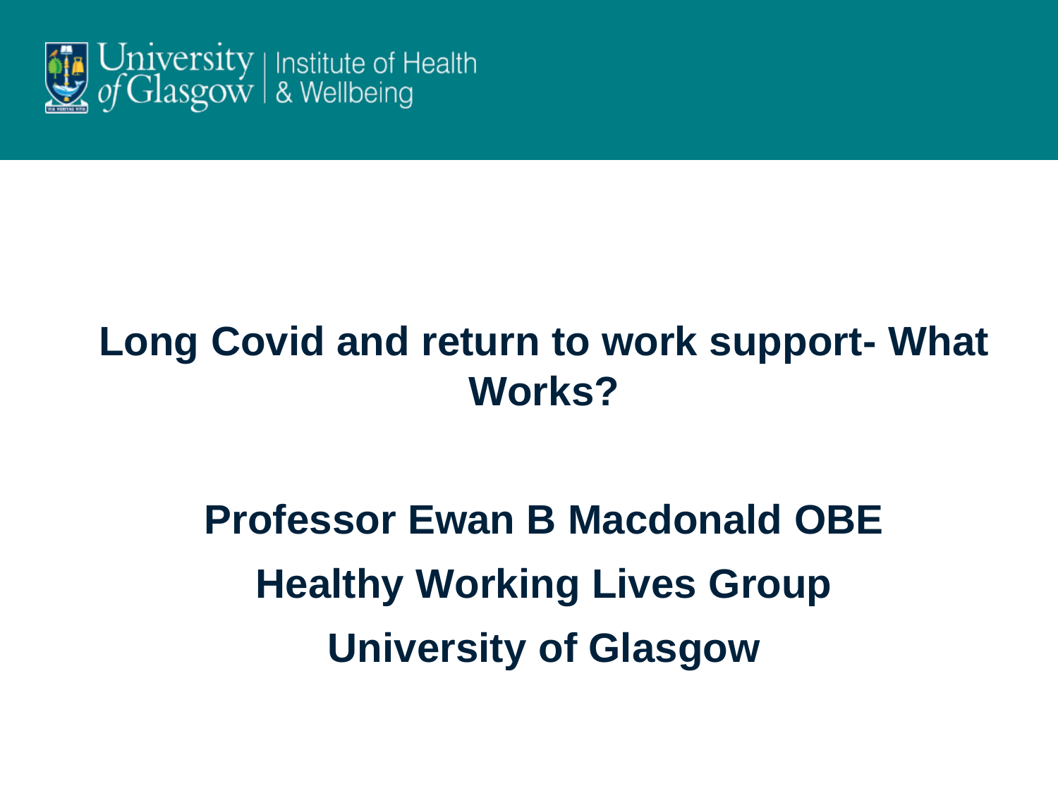University of Glasgow | Institute of Health & Wellbeing

# Long Covid and return to work support- What Works?

**Professor Ewan B Macdonald OBE**

**Healthy Working Lives Group**

**University of Glasgow**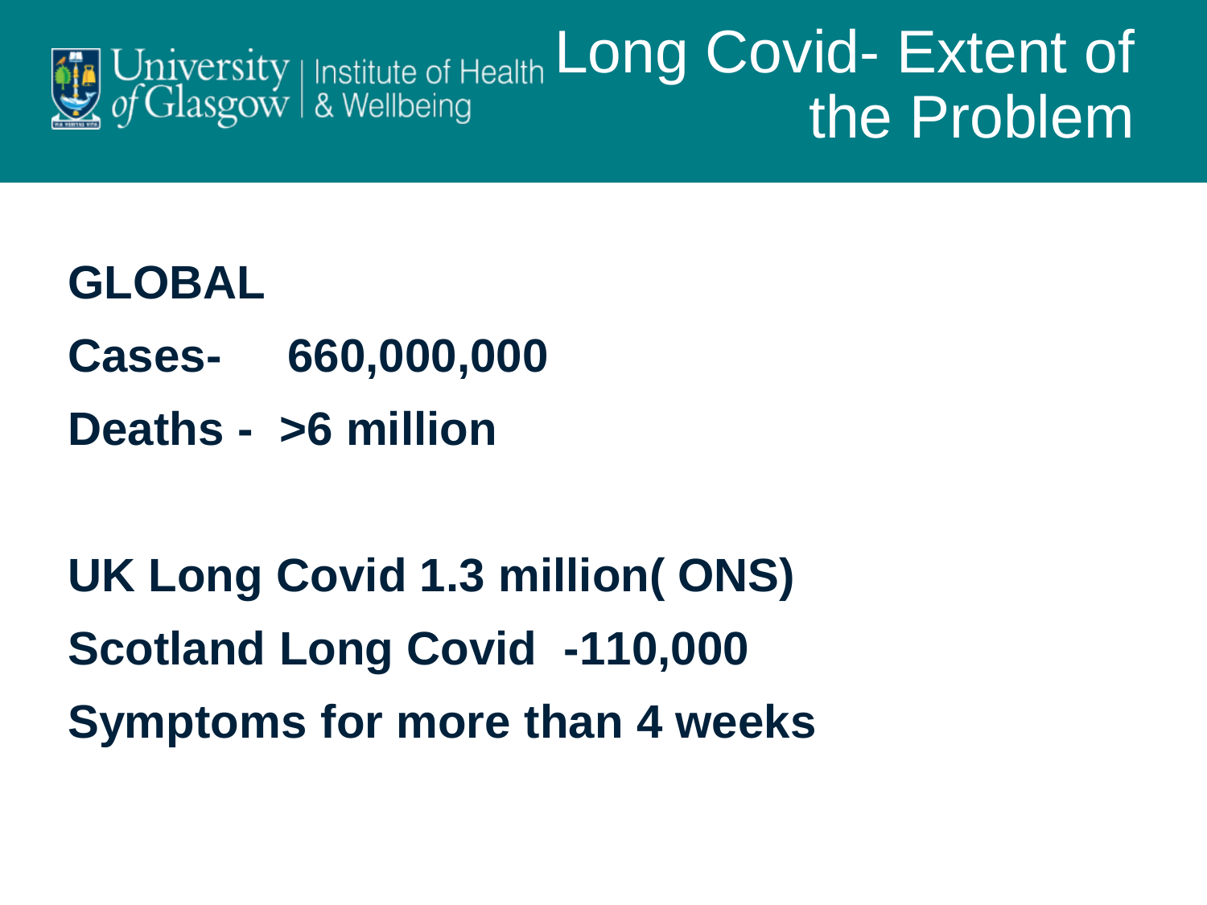# Long Covid- Extent of the Problem

**GLOBAL**

**Cases- 660,000,000**

**Deaths - >6 million**

**UK Long Covid 1.3 million( ONS)**

**Scotland Long Covid -110,000**

**Symptoms for more than 4 weeks**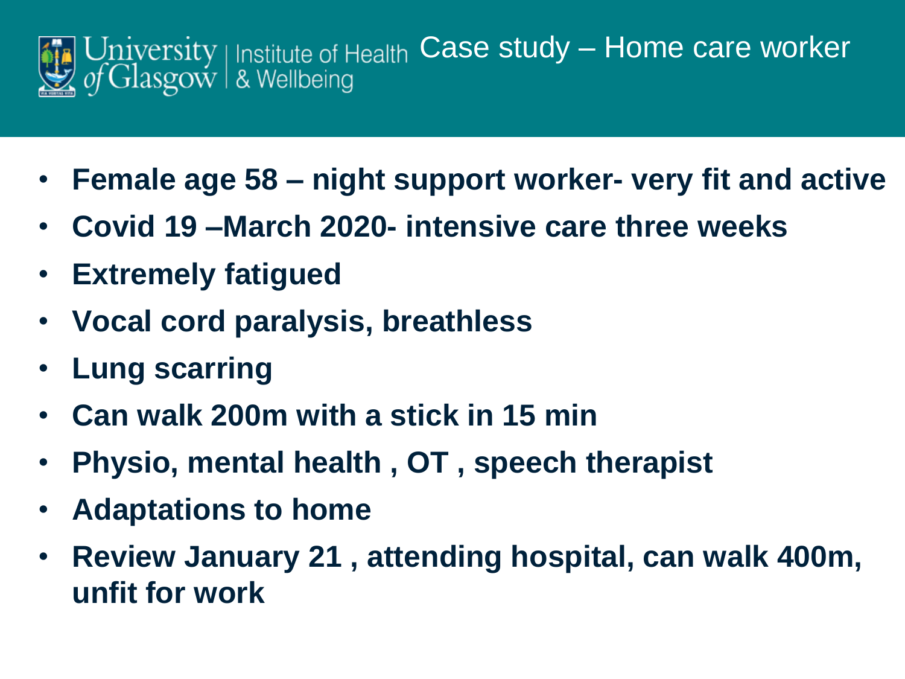# Case study – Home care worker

- **Female age 58 – night support worker- very fit and active**
- **Covid 19 –March 2020- intensive care three weeks**
- **Extremely fatigued**
- **Vocal cord paralysis, breathless**
- **Lung scarring**
- **Can walk 200m with a stick in 15 min**
- **Physio, mental health , OT , speech therapist**
- **Adaptations to home**
- **Review January 21 , attending hospital, can walk 400m, unfit for work**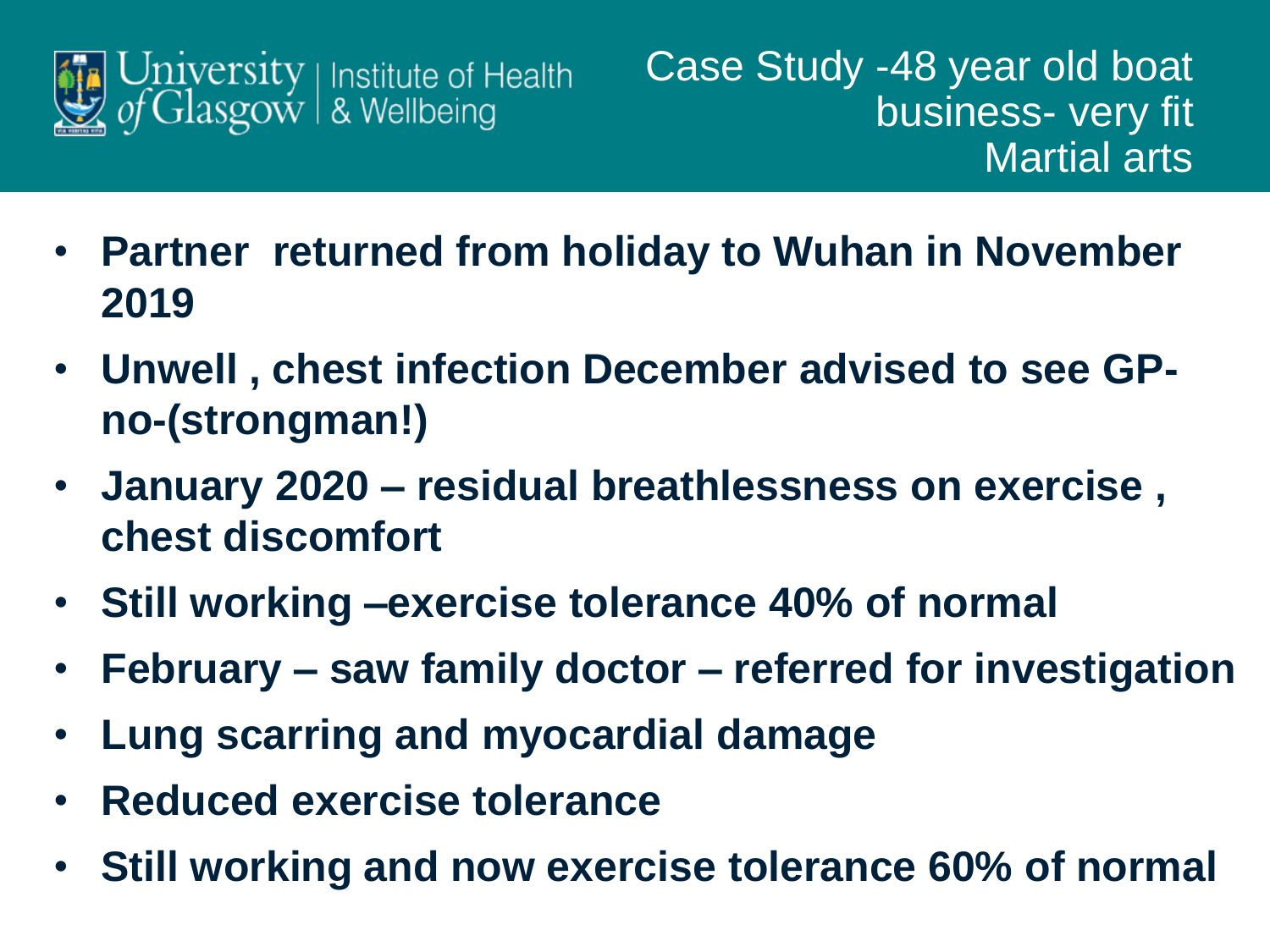## Case Study -48 year old boat business- very fit Martial arts

- **Partner returned from holiday to Wuhan in November 2019**
- **Unwell , chest infection December advised to see GP- no-(strongman!)**
- **January 2020 – residual breathlessness on exercise , chest discomfort**
- **Still working –exercise tolerance 40% of normal**
- **February – saw family doctor – referred for investigation**
- **Lung scarring and myocardial damage**
- **Reduced exercise tolerance**
- **Still working and now exercise tolerance 60% of normal**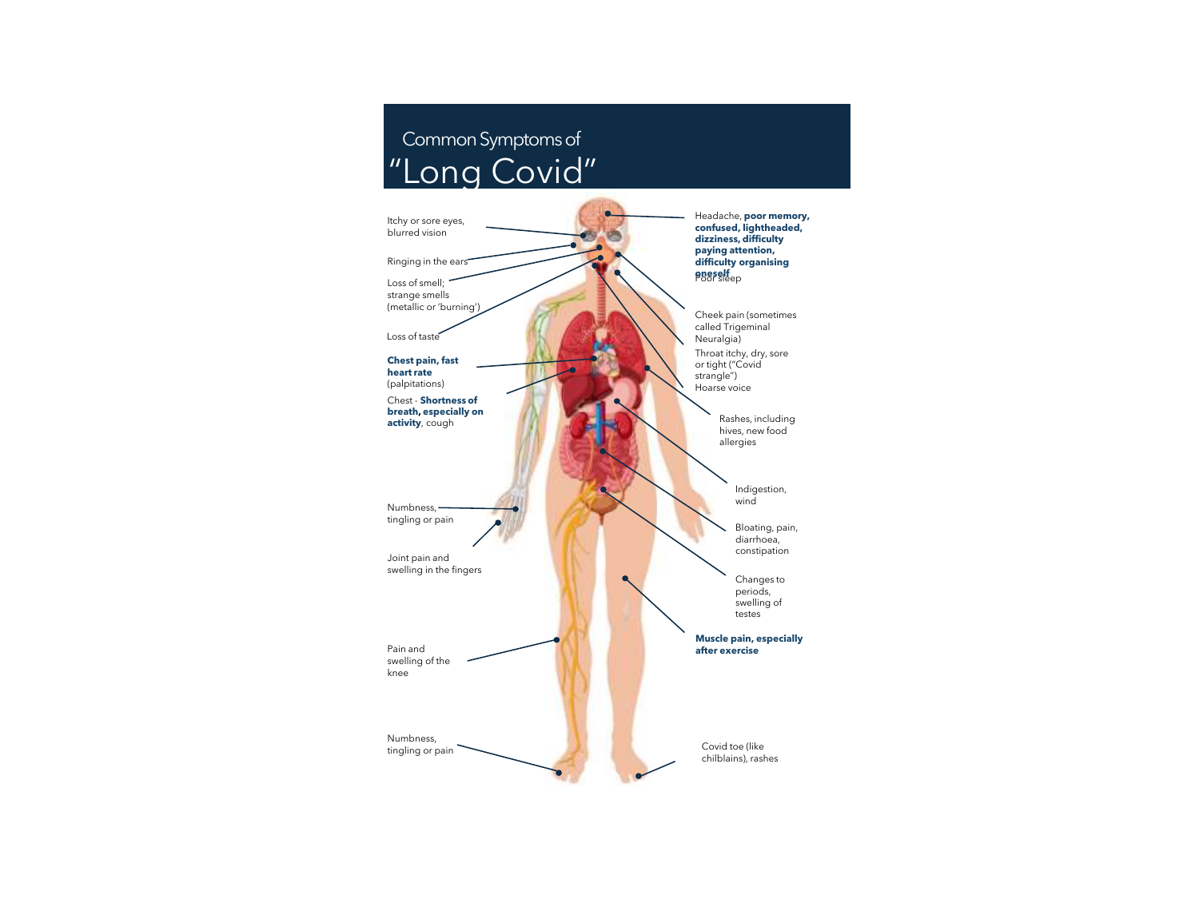# Common Symptoms of "Long Covid"

Itchy or sore eyes, blurred vision

Ringing in the ears

Loss of smell; strange smells (metallic or 'burning')

Loss of taste

**Chest pain, fast heart rate** (palpitations)

Chest - **Shortness of breath, especially on activity**, cough

Numbness, tingling or pain

Joint pain and swelling in the fingers

Pain and swelling of the knee

Numbness, tingling or pain

Headache, **poor memory, confused, lightheaded, dizziness, difficulty paying attention, difficulty organising oneself**

Poor sleep

Cheek pain (sometimes called Trigeminal Neuralgia)

Throat itchy, dry, sore or tight ("Covid strangle")

Hoarse voice

Rashes, including hives, new food allergies

Indigestion, wind

Bloating, pain, diarrhoea, constipation

Changes to periods, swelling of testes

**Muscle pain, especially after exercise**

Covid toe (like chilblains), rashes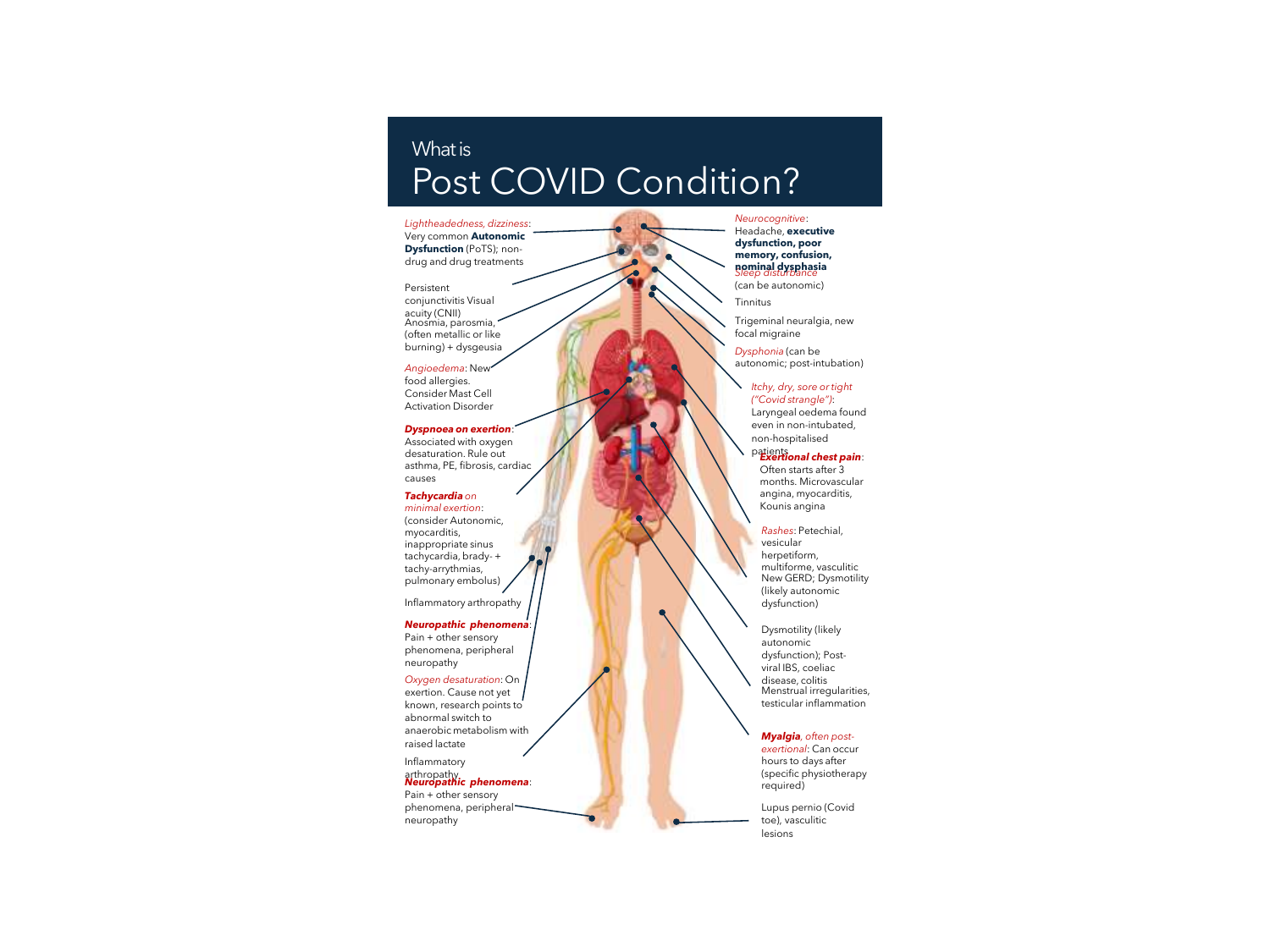What is

# Post COVID Condition?

*Lightheadedness, dizziness*: Very common **Autonomic Dysfunction** (PoTS); non-drug and drug treatments

Persistent conjunctivitis Visual acuity (CNII)

Anosmia, parosmia, (often metallic or like burning) + dysgeusia

*Angioedema*: New food allergies. Consider Mast Cell Activation Disorder

***Dyspnoea on exertion***: Associated with oxygen desaturation. Rule out asthma, PE, fibrosis, cardiac causes

***Tachycardia** on minimal exertion*: (consider Autonomic, myocarditis, inappropriate sinus tachycardia, brady- + tachy-arrythmias, pulmonary embolus)

Inflammatory arthropathy

***Neuropathic phenomena***: Pain + other sensory phenomena, peripheral neuropathy

*Oxygen desaturation*: On exertion. Cause not yet known, research points to abnormal switch to anaerobic metabolism with raised lactate

Inflammatory arthropathy

***Neuropathic phenomena***: Pain + other sensory phenomena, peripheral neuropathy

*Neurocognitive*: Headache, **executive dysfunction, poor memory, confusion, nominal dysphasia**

*Sleep disturbance* (can be autonomic)

Tinnitus

Trigeminal neuralgia, new focal migraine

*Dysphonia* (can be autonomic; post-intubation)

*Itchy, dry, sore or tight ("Covid strangle")*: Laryngeal oedema found even in non-intubated, non-hospitalised patients

***Exertional chest pain***: Often starts after 3 months. Microvascular angina, myocarditis, Kounis angina

*Rashes*: Petechial, vesicular herpetiform, multiforme, vasculitic

New GERD; Dysmotility (likely autonomic dysfunction)

Dysmotility (likely autonomic dysfunction); Post-viral IBS, coeliac disease, colitis

Menstrual irregularities, testicular inflammation

***Myalgia**, often post-exertional*: Can occur hours to days after (specific physiotherapy required)

Lupus pernio (Covid toe), vasculitic lesions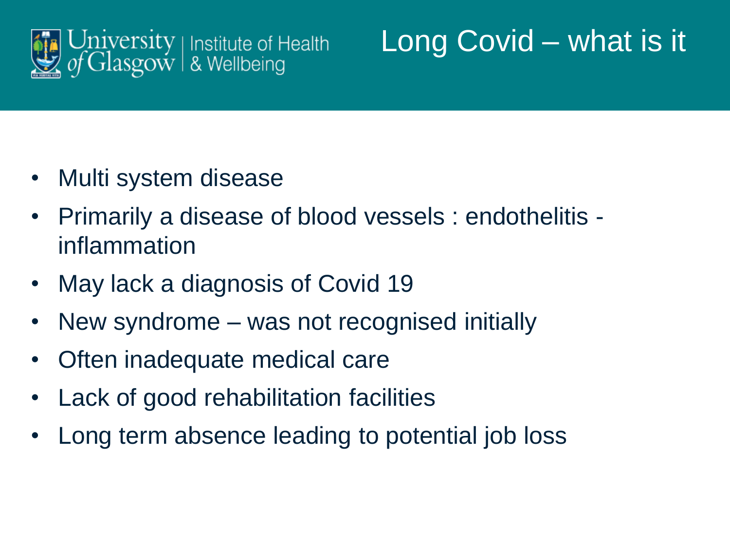# Long Covid – what is it

- Multi system disease
- Primarily a disease of blood vessels : endothelitis - inflammation
- May lack a diagnosis of Covid 19
- New syndrome – was not recognised initially
- Often inadequate medical care
- Lack of good rehabilitation facilities
- Long term absence leading to potential job loss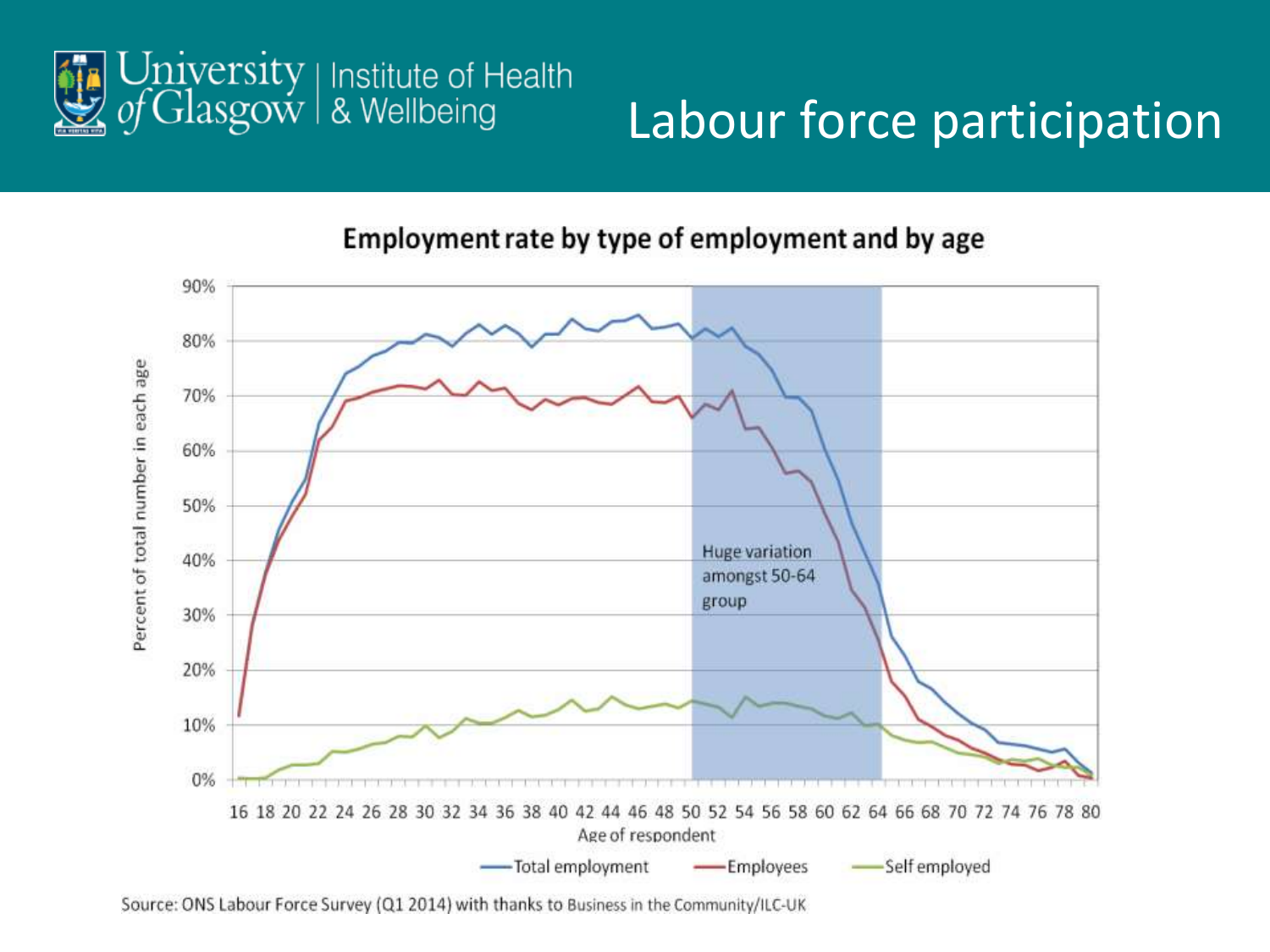# Labour force participation

**Employment rate by type of employment and by age**

Huge variation amongst 50-64 group

Source: ONS Labour Force Survey (Q1 2014) with thanks to Business in the Community/ILC-UK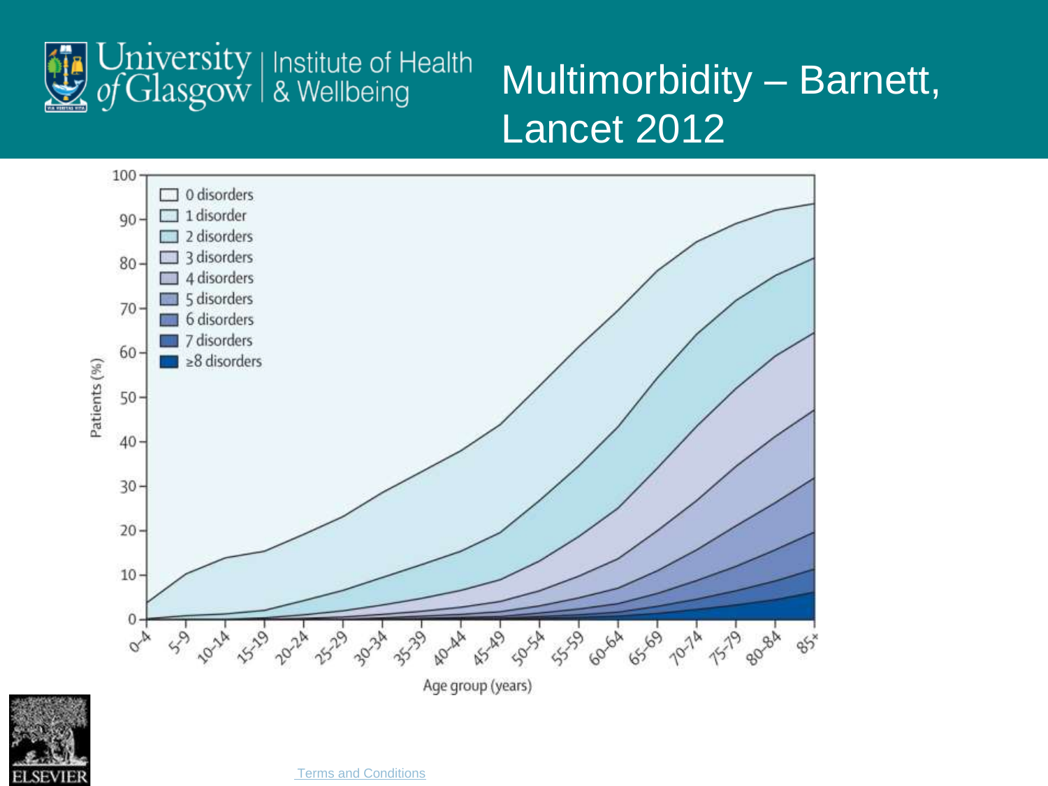# Multimorbidity – Barnett, Lancet 2012

Terms and Conditions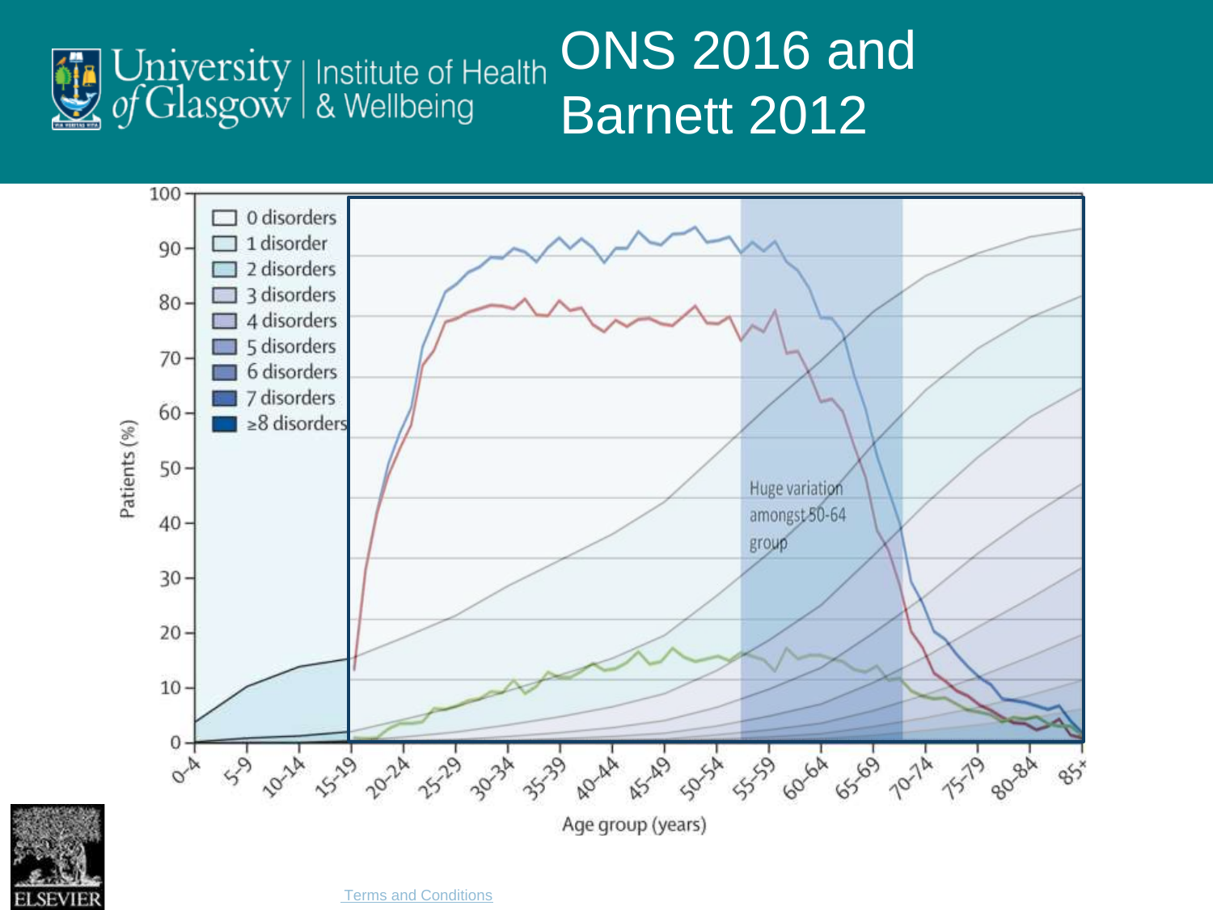# ONS 2016 and Barnett 2012

Patients (%)

0 disorders
1 disorder
2 disorders
3 disorders
4 disorders
5 disorders
6 disorders
7 disorders
≥8 disorders

Huge variation amongst 50-64 group

Age group (years)

0-4, 5-9, 10-14, 15-19, 20-24, 25-29, 30-34, 35-39, 40-44, 45-49, 50-54, 55-59, 60-64, 65-69, 70-74, 75-79, 80-84, 85+

Terms and Conditions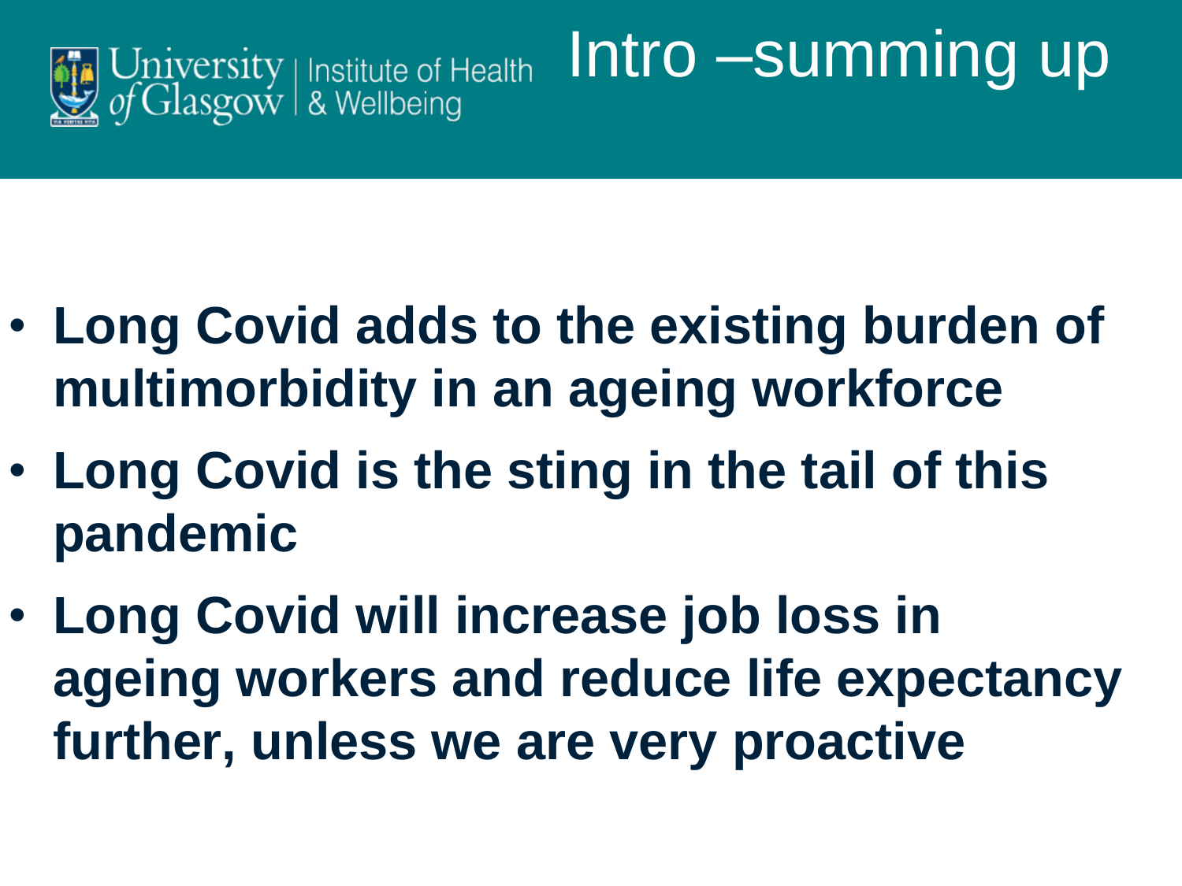# Intro –summing up

- **Long Covid adds to the existing burden of multimorbidity in an ageing workforce**
- **Long Covid is the sting in the tail of this pandemic**
- **Long Covid will increase job loss in ageing workers and reduce life expectancy further, unless we are very proactive**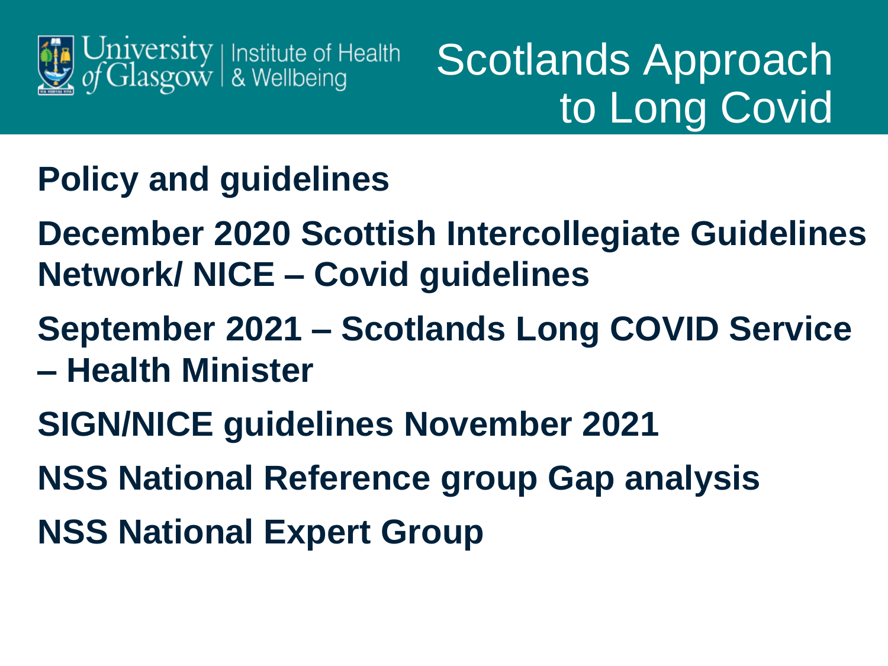# Scotlands Approach to Long Covid

**Policy and guidelines**

**December 2020 Scottish Intercollegiate Guidelines Network/ NICE – Covid guidelines**

**September 2021 – Scotlands Long COVID Service – Health Minister**

**SIGN/NICE guidelines November 2021**

**NSS National Reference group Gap analysis**

**NSS National Expert Group**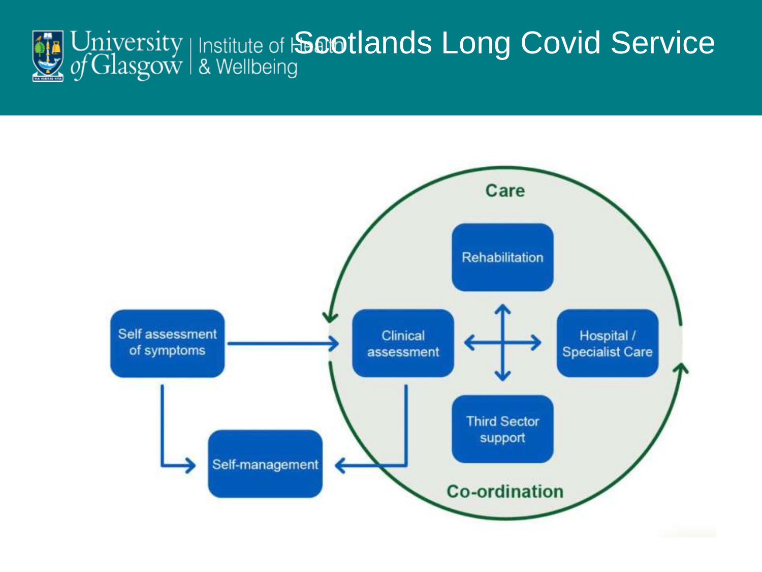# Scotlands Long Covid Service

Care

Self assessment of symptoms

Clinical assessment

Rehabilitation

Hospital / Specialist Care

Third Sector support

Self-management

Co-ordination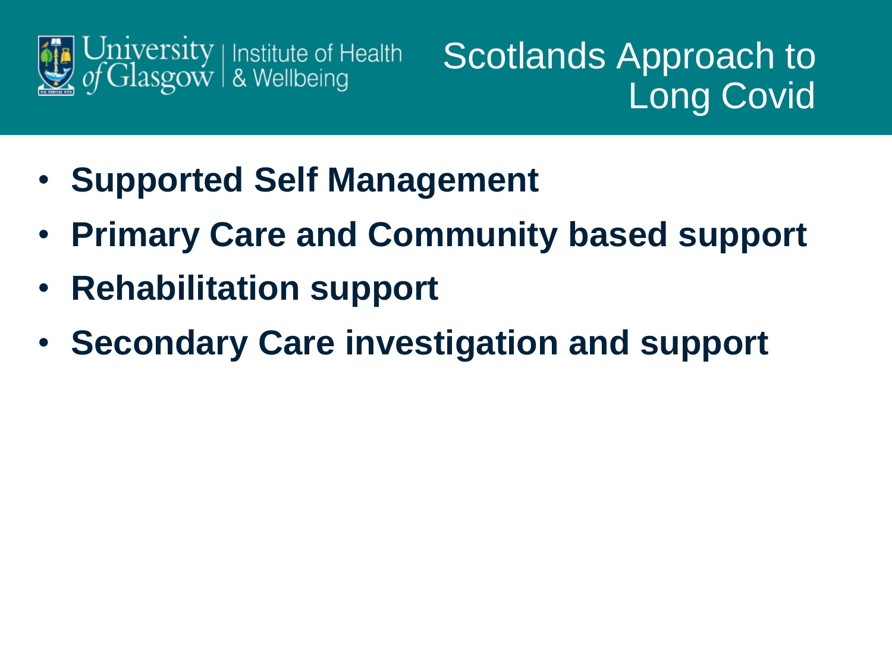# Scotlands Approach to Long Covid

- **Supported Self Management**
- **Primary Care and Community based support**
- **Rehabilitation support**
- **Secondary Care investigation and support**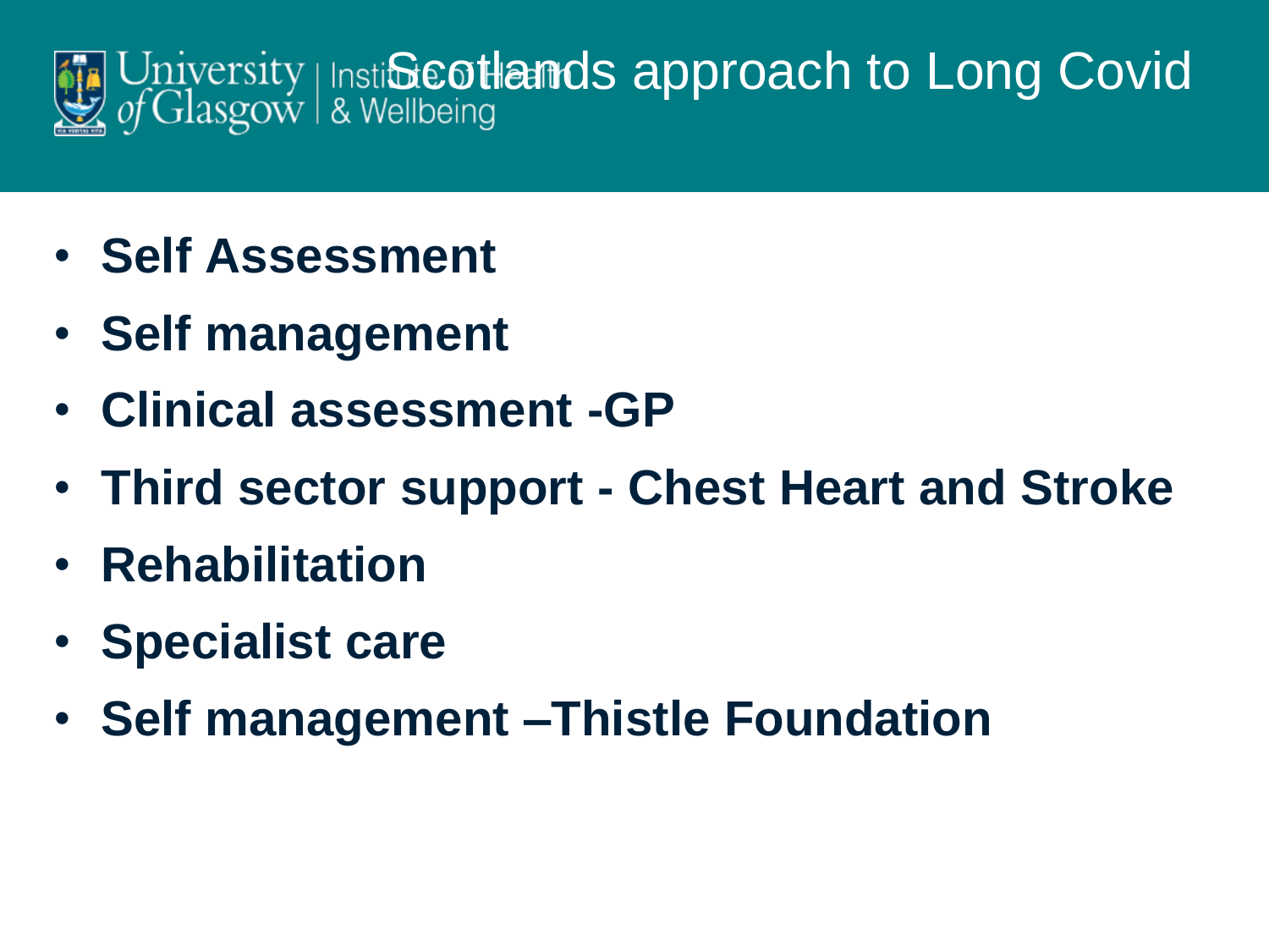# Scotlands approach to Long Covid

- **Self Assessment**
- **Self management**
- **Clinical assessment -GP**
- **Third sector support - Chest Heart and Stroke**
- **Rehabilitation**
- **Specialist care**
- **Self management –Thistle Foundation**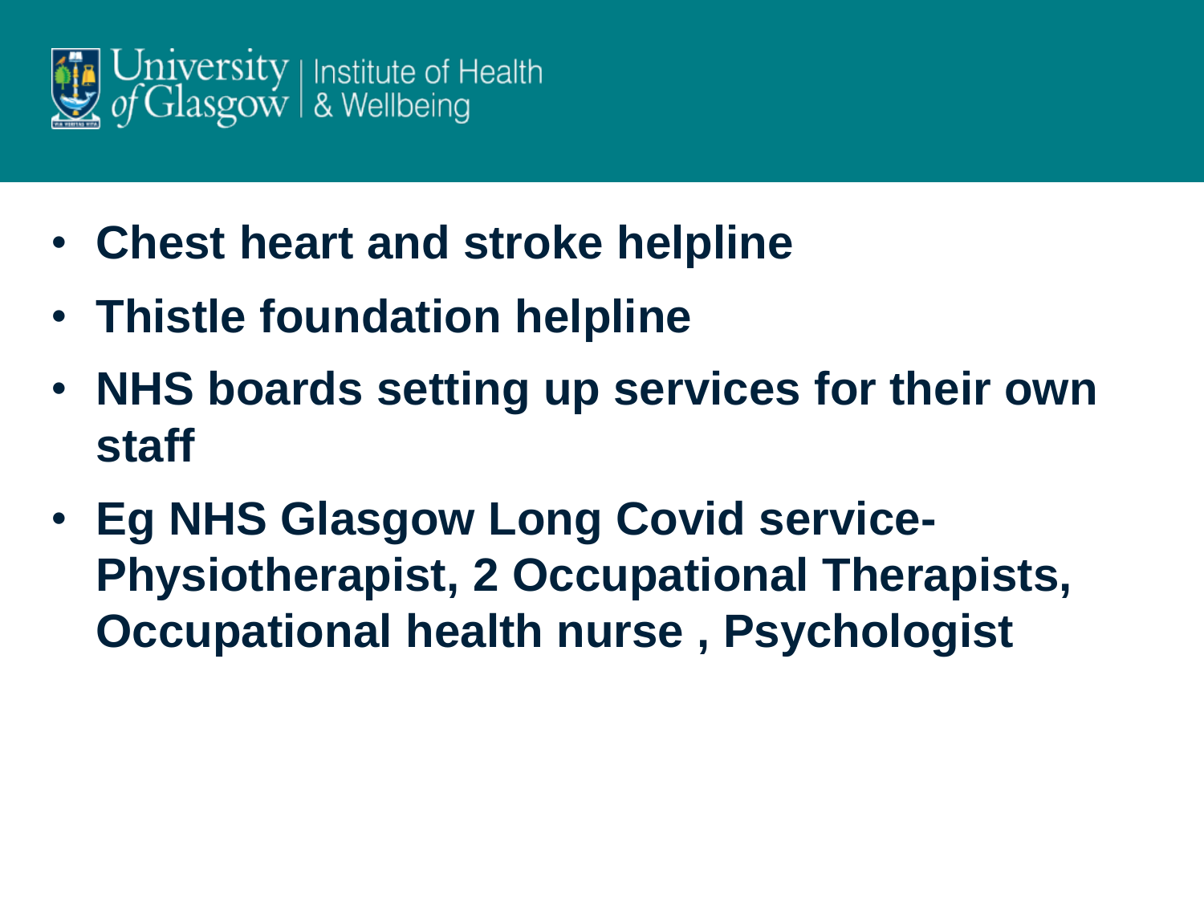- **Chest heart and stroke helpline**
- **Thistle foundation helpline**
- **NHS boards setting up services for their own staff**
- **Eg NHS Glasgow Long Covid service- Physiotherapist, 2 Occupational Therapists, Occupational health nurse , Psychologist**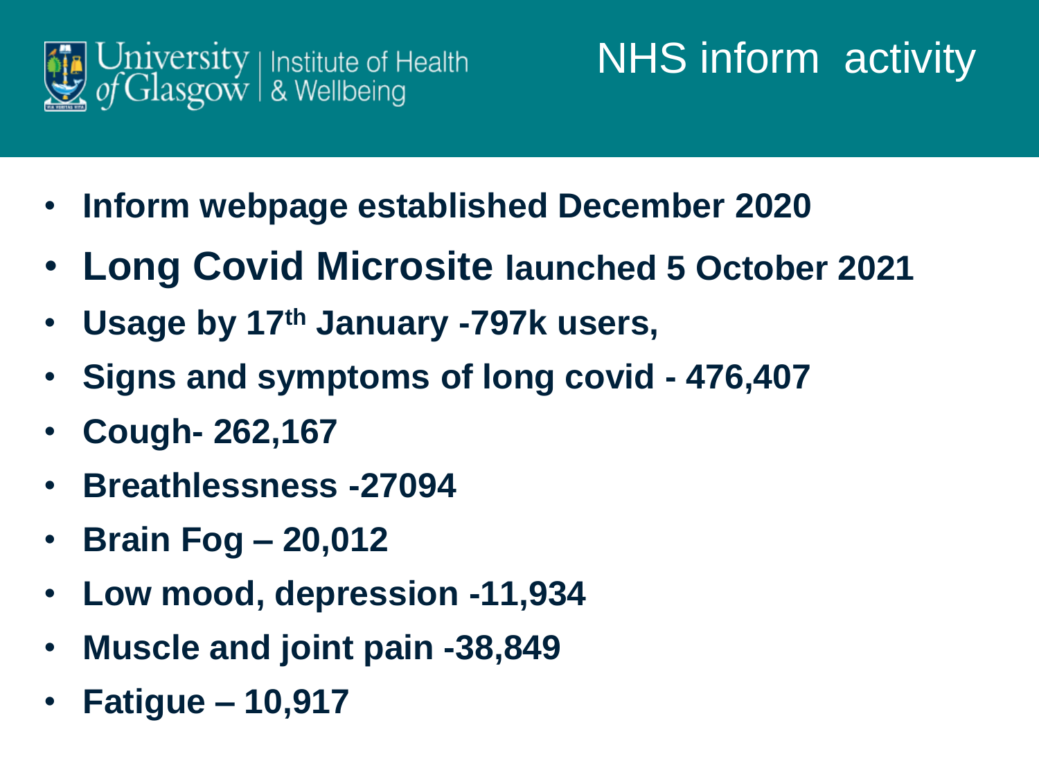# NHS inform activity

- **Inform webpage established December 2020**
- **Long Covid Microsite launched 5 October 2021**
- **Usage by 17th January -797k users,**
- **Signs and symptoms of long covid - 476,407**
- **Cough- 262,167**
- **Breathlessness -27094**
- **Brain Fog – 20,012**
- **Low mood, depression -11,934**
- **Muscle and joint pain -38,849**
- **Fatigue – 10,917**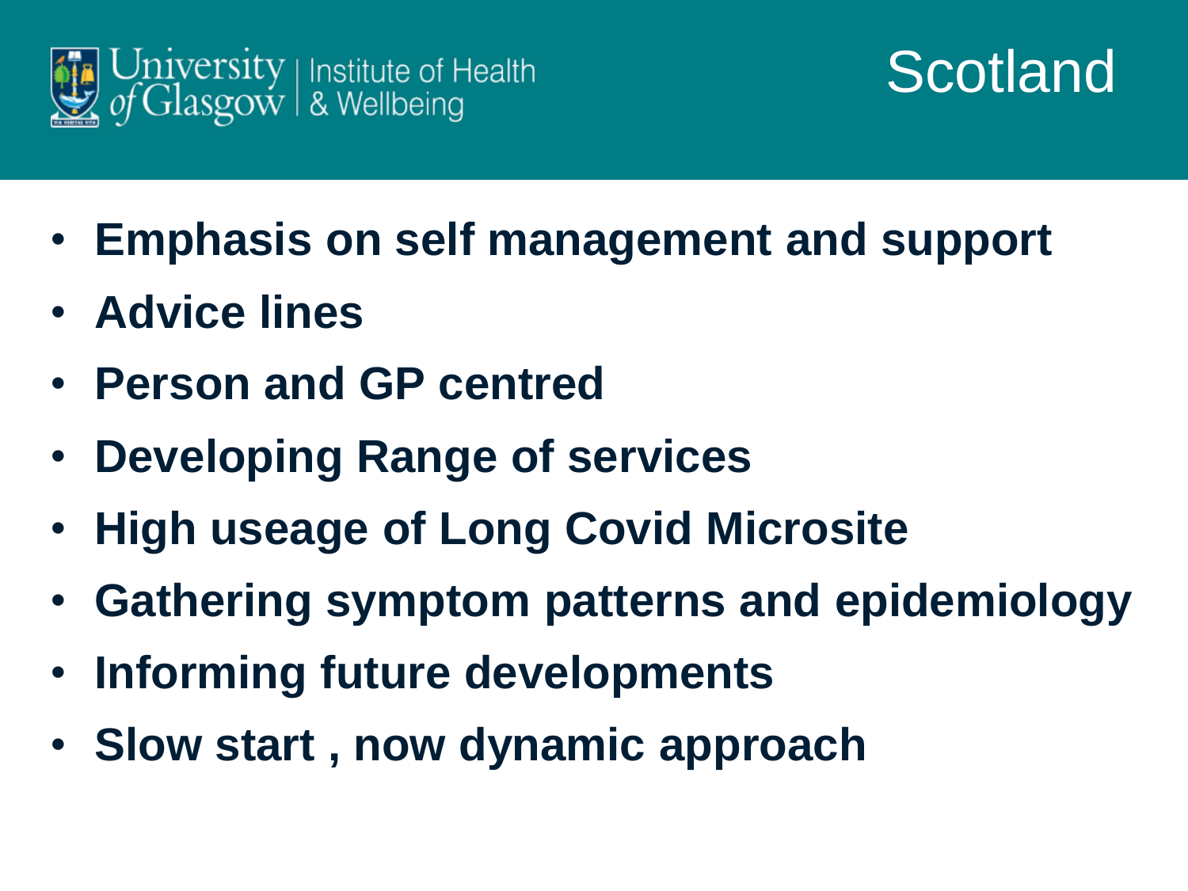University of Glasgow | Institute of Health & Wellbeing

# Scotland

- **Emphasis on self management and support**
- **Advice lines**
- **Person and GP centred**
- **Developing Range of services**
- **High useage of Long Covid Microsite**
- **Gathering symptom patterns and epidemiology**
- **Informing future developments**
- **Slow start , now dynamic approach**